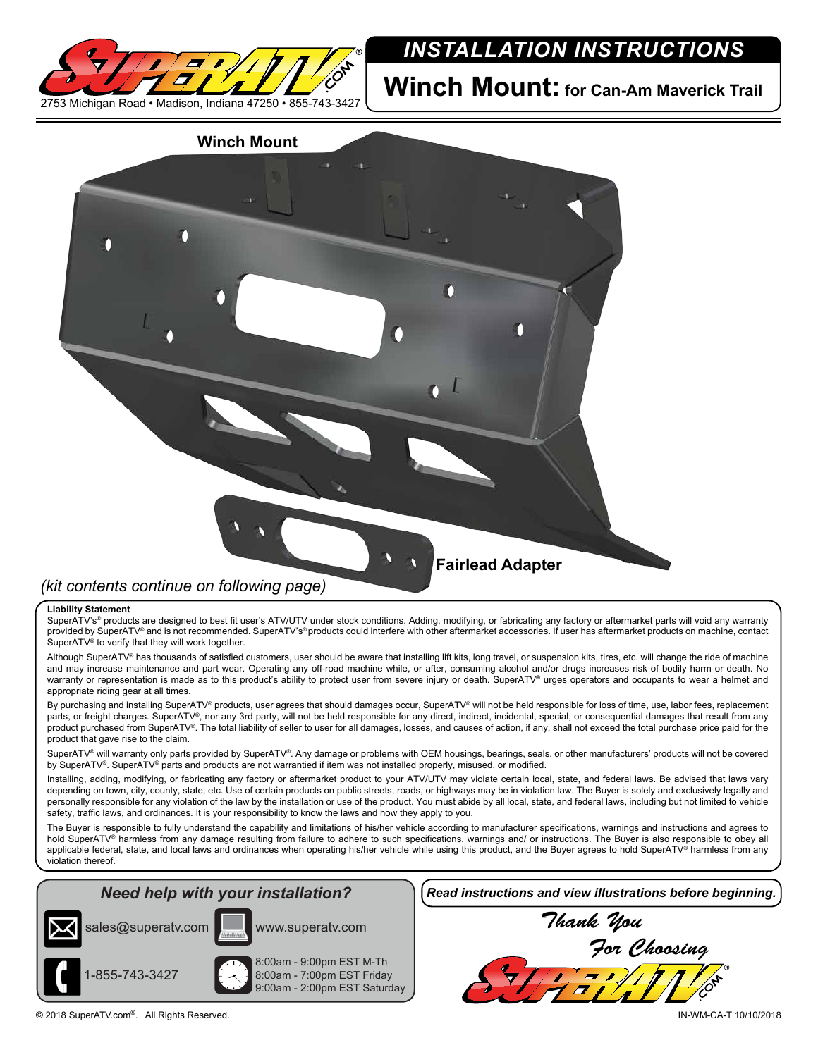2753 Michigan Road • Madison, Indiana 47250 • 855-743-3427

# *INSTALLATION INSTRUCTIONS*

## Winch Mount: for Can-Am Maverick Trail

**Winch Mount**

**Fairlead Adapter**

*(kit contents continue on following page)*

**Liability Statement**

SuperATV's® products are designed to best fit user's ATV/UTV under stock conditions. Adding, modifying, or fabricating any factory or aftermarket parts will void any warranty provided by SuperATV® and is not recommended. SuperATV's® products could interfere with other aftermarket accessories. If user has aftermarket products on machine, contact SuperATV® to verify that they will work together.

Although SuperATV® has thousands of satisfied customers, user should be aware that installing lift kits, long travel, or suspension kits, tires, etc. will change the ride of machine and may increase maintenance and part wear. Operating any off-road machine while, or after, consuming alcohol and/or drugs increases risk of bodily harm or death. No warranty or representation is made as to this product's ability to protect user from severe injury or death. SuperATV® urges operators and occupants to wear a helmet and appropriate riding gear at all times.

By purchasing and installing SuperATV® products, user agrees that should damages occur, SuperATV® will not be held responsible for loss of time, use, labor fees, replacement parts, or freight charges. SuperATV®, nor any 3rd party, will not be held responsible for any direct, indirect, incidental, special, or consequential damages that result from any product purchased from SuperATV®. The total liability of seller to user for all damages, losses, and causes of action, if any, shall not exceed the total purchase price paid for the product that gave rise to the claim.

SuperATV® will warranty only parts provided by SuperATV®. Any damage or problems with OEM housings, bearings, seals, or other manufacturers' products will not be covered by SuperATV®. SuperATV® parts and products are not warrantied if item was not installed properly, misused, or modified.

Installing, adding, modifying, or fabricating any factory or aftermarket product to your ATV/UTV may violate certain local, state, and federal laws. Be advised that laws vary depending on town, city, county, state, etc. Use of certain products on public streets, roads, or highways may be in violation law. The Buyer is solely and exclusively legally and personally responsible for any violation of the law by the installation or use of the product. You must abide by all local, state, and federal laws, including but not limited to vehicle safety, traffic laws, and ordinances. It is your responsibility to know the laws and how they apply to you.

The Buyer is responsible to fully understand the capability and limitations of his/her vehicle according to manufacturer specifications, warnings and instructions and agrees to hold SuperATV® harmless from any damage resulting from failure to adhere to such specifications, warnings and/ or instructions. The Buyer is also responsible to obey all applicable federal, state, and local laws and ordinances when operating his/her vehicle while using this product, and the Buyer agrees to hold SuperATV® harmless from any violation thereof.

### *Need help with your installation?*

sales@superatv.com

www.superatv.com

1-855-743-3427

8:00am - 9:00pm EST M-Th
8:00am - 7:00pm EST Friday
9:00am - 2:00pm EST Saturday

***Read instructions and view illustrations before beginning.***

*Thank You For Choosing*

© 2018 SuperATV.com®. All Rights Reserved.

IN-WM-CA-T 10/10/2018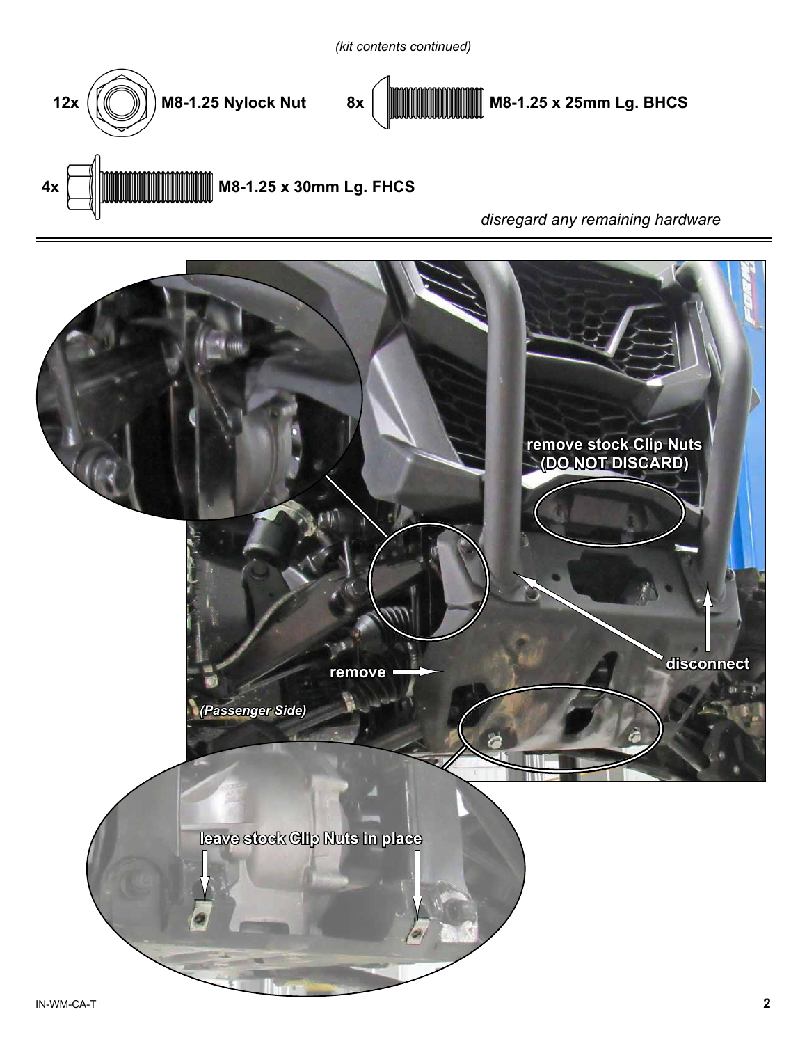*(kit contents continued)*

12x M8-1.25 Nylock Nut

8x M8-1.25 x 25mm Lg. BHCS

4x M8-1.25 x 30mm Lg. FHCS

*disregard any remaining hardware*

---

remove stock Clip Nuts (DO NOT DISCARD)

disconnect

remove

*(Passenger Side)*

leave stock Clip Nuts in place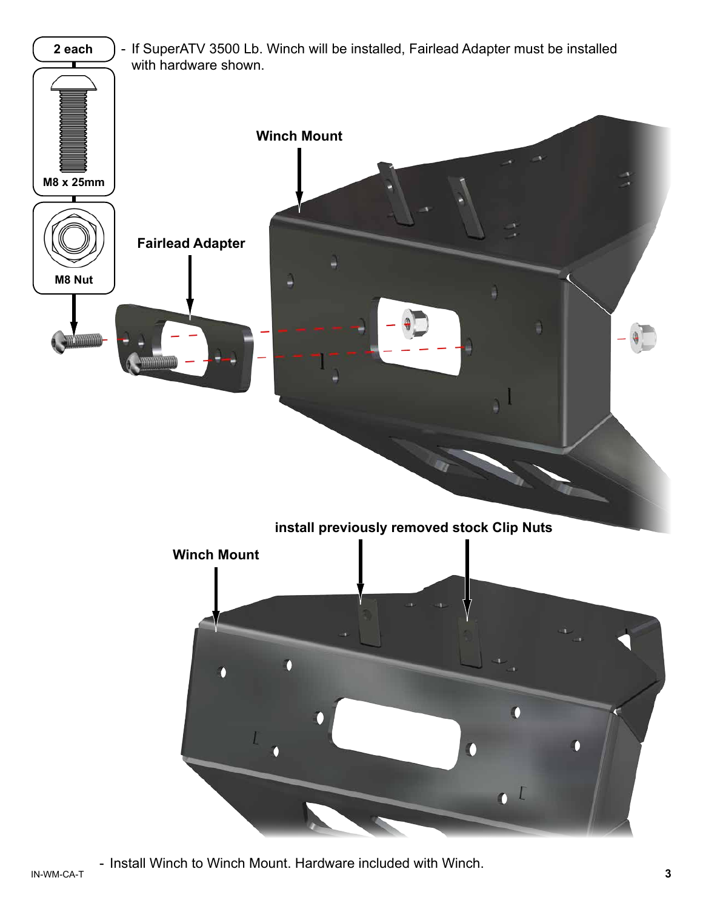**2 each**

- If SuperATV 3500 Lb. Winch will be installed, Fairlead Adapter must be installed with hardware shown.

M8 x 25mm

M8 Nut

**Winch Mount**

**Fairlead Adapter**

**install previously removed stock Clip Nuts**

**Winch Mount**

- Install Winch to Winch Mount. Hardware included with Winch.

IN-WM-CA-T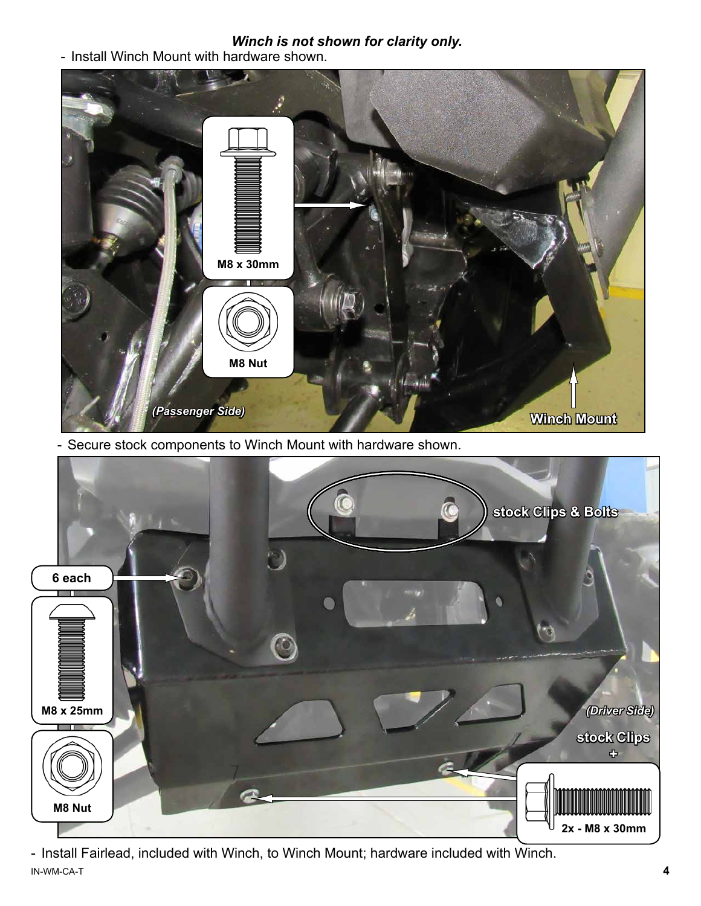***Winch is not shown for clarity only.***

- Install Winch Mount with hardware shown.

M8 x 30mm

M8 Nut

*(Passenger Side)*

Winch Mount

- Secure stock components to Winch Mount with hardware shown.

stock Clips & Bolts

6 each

M8 x 25mm

M8 Nut

*(Driver Side)*

stock Clips +

2x - M8 x 30mm

- Install Fairlead, included with Winch, to Winch Mount; hardware included with Winch.

IN-WM-CA-T